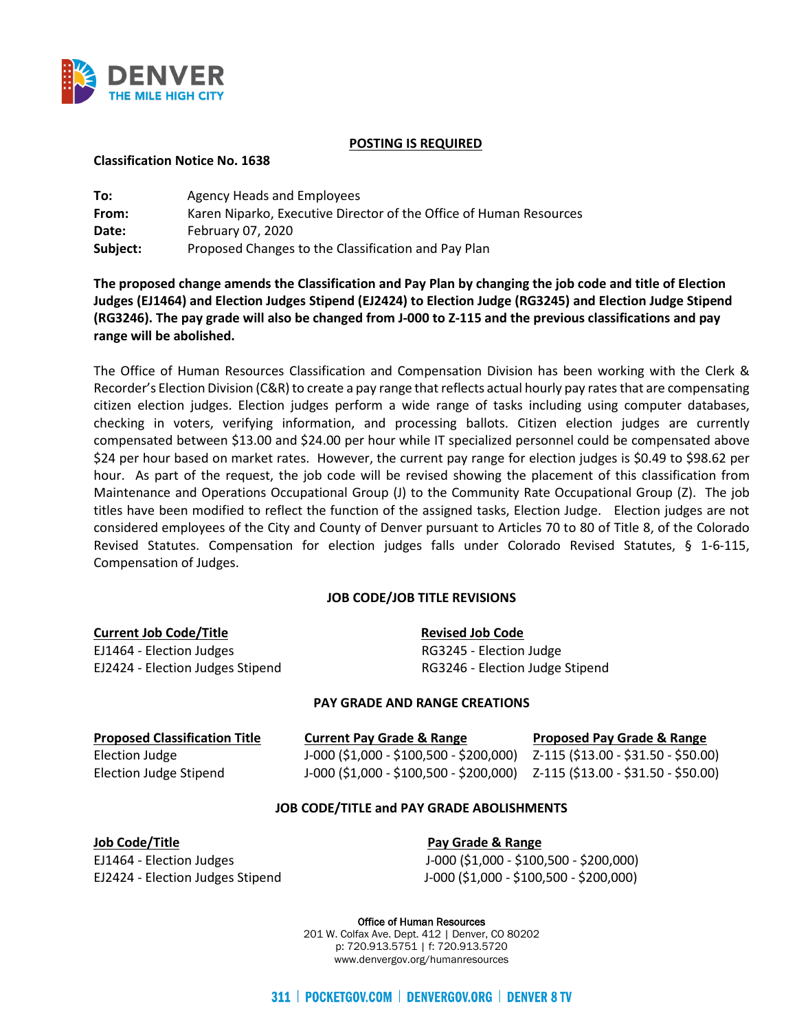**POSTING IS REQUIRED**

**Classification Notice No. 1638**

| | |
|---|---|
| **To:** | Agency Heads and Employees |
| **From:** | Karen Niparko, Executive Director of the Office of Human Resources |
| **Date:** | February 07, 2020 |
| **Subject:** | Proposed Changes to the Classification and Pay Plan |

**The proposed change amends the Classification and Pay Plan by changing the job code and title of Election Judges (EJ1464) and Election Judges Stipend (EJ2424) to Election Judge (RG3245) and Election Judge Stipend (RG3246). The pay grade will also be changed from J-000 to Z-115 and the previous classifications and pay range will be abolished.**

The Office of Human Resources Classification and Compensation Division has been working with the Clerk & Recorder's Election Division (C&R) to create a pay range that reflects actual hourly pay rates that are compensating citizen election judges. Election judges perform a wide range of tasks including using computer databases, checking in voters, verifying information, and processing ballots. Citizen election judges are currently compensated between $13.00 and $24.00 per hour while IT specialized personnel could be compensated above $24 per hour based on market rates. However, the current pay range for election judges is $0.49 to $98.62 per hour. As part of the request, the job code will be revised showing the placement of this classification from Maintenance and Operations Occupational Group (J) to the Community Rate Occupational Group (Z). The job titles have been modified to reflect the function of the assigned tasks, Election Judge. Election judges are not considered employees of the City and County of Denver pursuant to Articles 70 to 80 of Title 8, of the Colorado Revised Statutes. Compensation for election judges falls under Colorado Revised Statutes, § 1-6-115, Compensation of Judges.

**JOB CODE/JOB TITLE REVISIONS**

| Current Job Code/Title | Revised Job Code |
|---|---|
| EJ1464 - Election Judges | RG3245 - Election Judge |
| EJ2424 - Election Judges Stipend | RG3246 - Election Judge Stipend |

**PAY GRADE AND RANGE CREATIONS**

| Proposed Classification Title | Current Pay Grade & Range | Proposed Pay Grade & Range |
|---|---|---|
| Election Judge | J-000 ($1,000 - $100,500 - $200,000) | Z-115 ($13.00 - $31.50 - $50.00) |
| Election Judge Stipend | J-000 ($1,000 - $100,500 - $200,000) | Z-115 ($13.00 - $31.50 - $50.00) |

**JOB CODE/TITLE and PAY GRADE ABOLISHMENTS**

| Job Code/Title | Pay Grade & Range |
|---|---|
| EJ1464 - Election Judges | J-000 ($1,000 - $100,500 - $200,000) |
| EJ2424 - Election Judges Stipend | J-000 ($1,000 - $100,500 - $200,000) |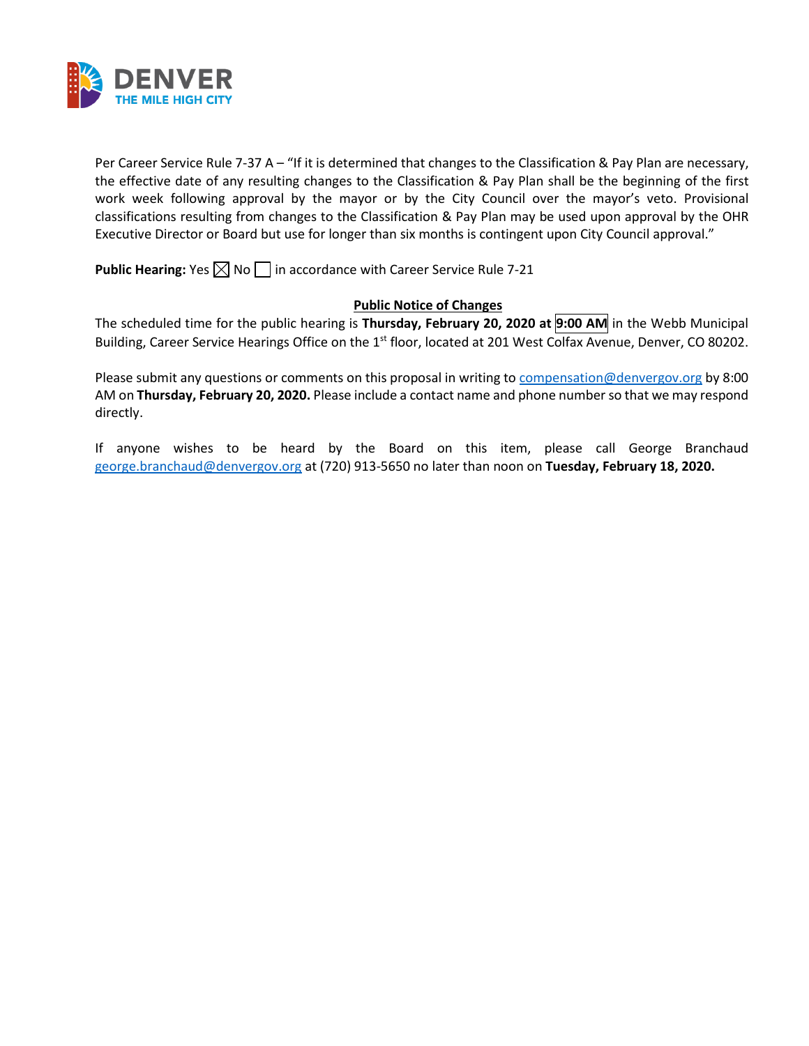Per Career Service Rule 7-37 A – "If it is determined that changes to the Classification & Pay Plan are necessary, the effective date of any resulting changes to the Classification & Pay Plan shall be the beginning of the first work week following approval by the mayor or by the City Council over the mayor's veto. Provisional classifications resulting from changes to the Classification & Pay Plan may be used upon approval by the OHR Executive Director or Board but use for longer than six months is contingent upon City Council approval."

**Public Hearing:** Yes ☒ No ☐ in accordance with Career Service Rule 7-21

**Public Notice of Changes**

The scheduled time for the public hearing is **Thursday, February 20, 2020 at 9:00 AM** in the Webb Municipal Building, Career Service Hearings Office on the 1st floor, located at 201 West Colfax Avenue, Denver, CO 80202.

Please submit any questions or comments on this proposal in writing to compensation@denvergov.org by 8:00 AM on **Thursday, February 20, 2020.** Please include a contact name and phone number so that we may respond directly.

If anyone wishes to be heard by the Board on this item, please call George Branchaud george.branchaud@denvergov.org at (720) 913-5650 no later than noon on **Tuesday, February 18, 2020.**